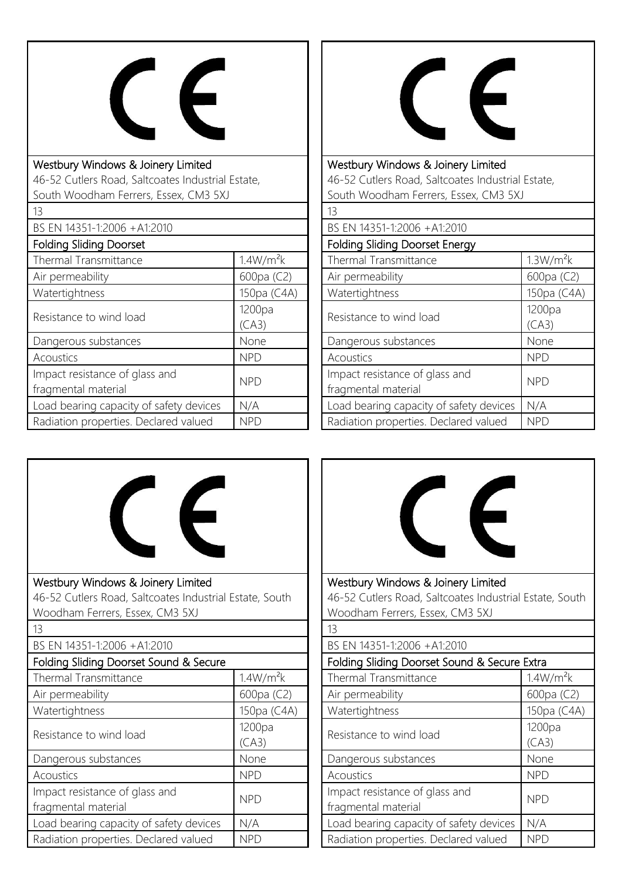CE

| Westbury Windows & Joinery Limited<br>46-52 Cutlers Road, Saltcoates Industrial Estate, South Woodham Ferrers, Essex, CM3 5XJ | |
|---|---|
| 13 | |
| BS EN 14351-1:2006 +A1:2010 | |
| Folding Sliding Doorset | |
| Thermal Transmittance | $1.4W/m^2k$ |
| Air permeability | 600pa (C2) |
| Watertightness | 150pa (C4A) |
| Resistance to wind load | 1200pa (CA3) |
| Dangerous substances | None |
| Acoustics | NPD |
| Impact resistance of glass and fragmental material | NPD |
| Load bearing capacity of safety devices | N/A |
| Radiation properties. Declared valued | NPD |

CE

| Westbury Windows & Joinery Limited<br>46-52 Cutlers Road, Saltcoates Industrial Estate, South Woodham Ferrers, Essex, CM3 5XJ | |
|---|---|
| 13 | |
| BS EN 14351-1:2006 +A1:2010 | |
| Folding Sliding Doorset Energy | |
| Thermal Transmittance | $1.3W/m^2k$ |
| Air permeability | 600pa (C2) |
| Watertightness | 150pa (C4A) |
| Resistance to wind load | 1200pa (CA3) |
| Dangerous substances | None |
| Acoustics | NPD |
| Impact resistance of glass and fragmental material | NPD |
| Load bearing capacity of safety devices | N/A |
| Radiation properties. Declared valued | NPD |

CE

| Westbury Windows & Joinery Limited<br>46-52 Cutlers Road, Saltcoates Industrial Estate, South Woodham Ferrers, Essex, CM3 5XJ | |
|---|---|
| 13 | |
| BS EN 14351-1:2006 +A1:2010 | |
| Folding Sliding Doorset Sound & Secure | |
| Thermal Transmittance | $1.4W/m^2k$ |
| Air permeability | 600pa (C2) |
| Watertightness | 150pa (C4A) |
| Resistance to wind load | 1200pa (CA3) |
| Dangerous substances | None |
| Acoustics | NPD |
| Impact resistance of glass and fragmental material | NPD |
| Load bearing capacity of safety devices | N/A |
| Radiation properties. Declared valued | NPD |

CE

| Westbury Windows & Joinery Limited<br>46-52 Cutlers Road, Saltcoates Industrial Estate, South Woodham Ferrers, Essex, CM3 5XJ | |
|---|---|
| 13 | |
| BS EN 14351-1:2006 +A1:2010 | |
| Folding Sliding Doorset Sound & Secure Extra | |
| Thermal Transmittance | $1.4W/m^2k$ |
| Air permeability | 600pa (C2) |
| Watertightness | 150pa (C4A) |
| Resistance to wind load | 1200pa (CA3) |
| Dangerous substances | None |
| Acoustics | NPD |
| Impact resistance of glass and fragmental material | NPD |
| Load bearing capacity of safety devices | N/A |
| Radiation properties. Declared valued | NPD |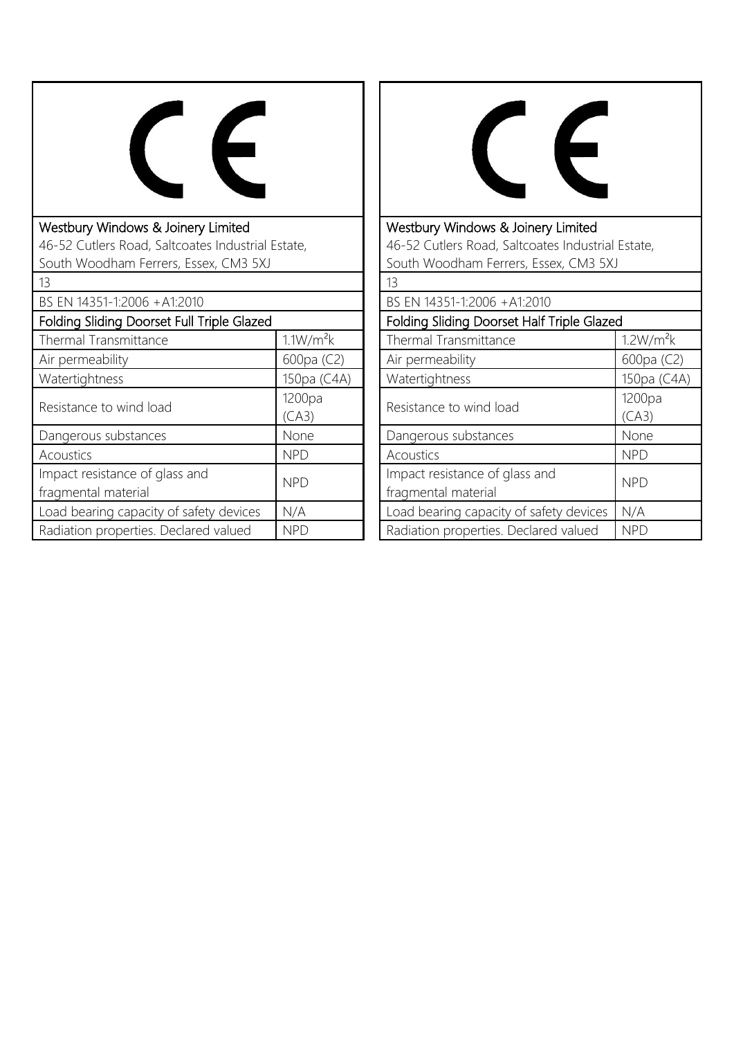CE

Westbury Windows & Joinery Limited
46-52 Cutlers Road, Saltcoates Industrial Estate,
South Woodham Ferrers, Essex, CM3 5XJ

13

BS EN 14351-1:2006 +A1:2010

**Folding Sliding Doorset Full Triple Glazed**

| | |
|---|---|
| Thermal Transmittance | 1.1W/m²k |
| Air permeability | 600pa (C2) |
| Watertightness | 150pa (C4A) |
| Resistance to wind load | 1200pa (CA3) |
| Dangerous substances | None |
| Acoustics | NPD |
| Impact resistance of glass and fragmental material | NPD |
| Load bearing capacity of safety devices | N/A |
| Radiation properties. Declared valued | NPD |

CE

Westbury Windows & Joinery Limited
46-52 Cutlers Road, Saltcoates Industrial Estate,
South Woodham Ferrers, Essex, CM3 5XJ

13

BS EN 14351-1:2006 +A1:2010

**Folding Sliding Doorset Half Triple Glazed**

| | |
|---|---|
| Thermal Transmittance | 1.2W/m²k |
| Air permeability | 600pa (C2) |
| Watertightness | 150pa (C4A) |
| Resistance to wind load | 1200pa (CA3) |
| Dangerous substances | None |
| Acoustics | NPD |
| Impact resistance of glass and fragmental material | NPD |
| Load bearing capacity of safety devices | N/A |
| Radiation properties. Declared valued | NPD |